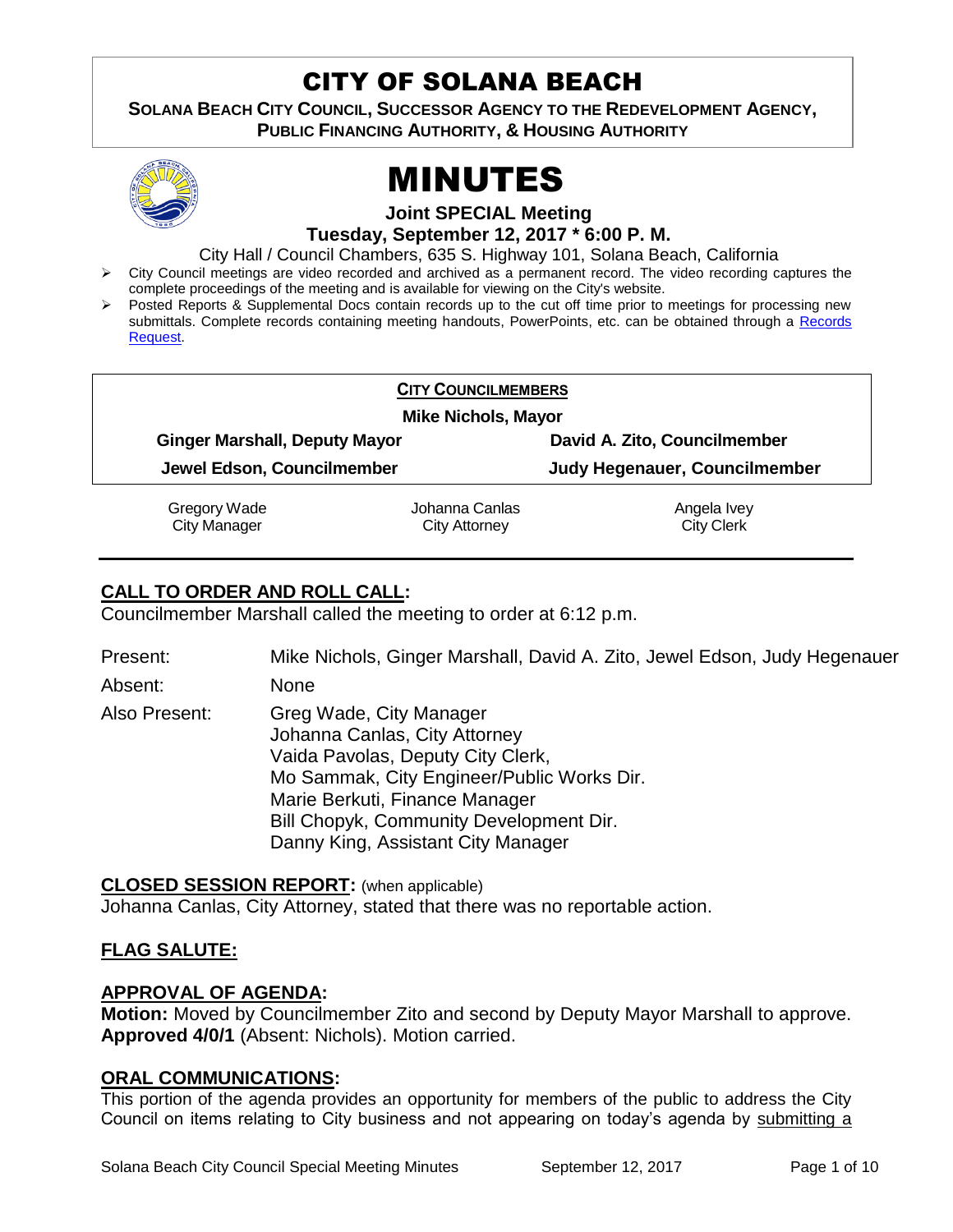# CITY OF SOLANA BEACH

**SOLANA BEACH CITY COUNCIL, SUCCESSOR AGENCY TO THE REDEVELOPMENT AGENCY, PUBLIC FINANCING AUTHORITY, & HOUSING AUTHORITY**

# MINUTES

**Joint SPECIAL Meeting**

**Tuesday, September 12, 2017 * 6:00 P. M.**

City Hall / Council Chambers, 635 S. Highway 101, Solana Beach, California

- City Council meetings are video recorded and archived as a permanent record. The video recording captures the complete proceedings of the meeting and is available for viewing on the City's website.
- Posted Reports & Supplemental Docs contain records up to the cut off time prior to meetings for processing new submittals. Complete records containing meeting handouts, PowerPoints, etc. can be obtained through a Records Request.

**CITY COUNCILMEMBERS**

**Mike Nichols, Mayor**

| | |
|---|---|
| **Ginger Marshall, Deputy Mayor** | **David A. Zito, Councilmember** |
| **Jewel Edson, Councilmember** | **Judy Hegenauer, Councilmember** |

| | | |
|---|---|---|
| Gregory Wade<br>City Manager | Johanna Canlas<br>City Attorney | Angela Ivey<br>City Clerk |

## CALL TO ORDER AND ROLL CALL:

Councilmember Marshall called the meeting to order at 6:12 p.m.

Present: Mike Nichols, Ginger Marshall, David A. Zito, Jewel Edson, Judy Hegenauer

Absent: None

Also Present:
Greg Wade, City Manager
Johanna Canlas, City Attorney
Vaida Pavolas, Deputy City Clerk,
Mo Sammak, City Engineer/Public Works Dir.
Marie Berkuti, Finance Manager
Bill Chopyk, Community Development Dir.
Danny King, Assistant City Manager

## CLOSED SESSION REPORT: (when applicable)

Johanna Canlas, City Attorney, stated that there was no reportable action.

## FLAG SALUTE:

## APPROVAL OF AGENDA:

**Motion:** Moved by Councilmember Zito and second by Deputy Mayor Marshall to approve. **Approved 4/0/1** (Absent: Nichols). Motion carried.

## ORAL COMMUNICATIONS:

This portion of the agenda provides an opportunity for members of the public to address the City Council on items relating to City business and not appearing on today's agenda by submitting a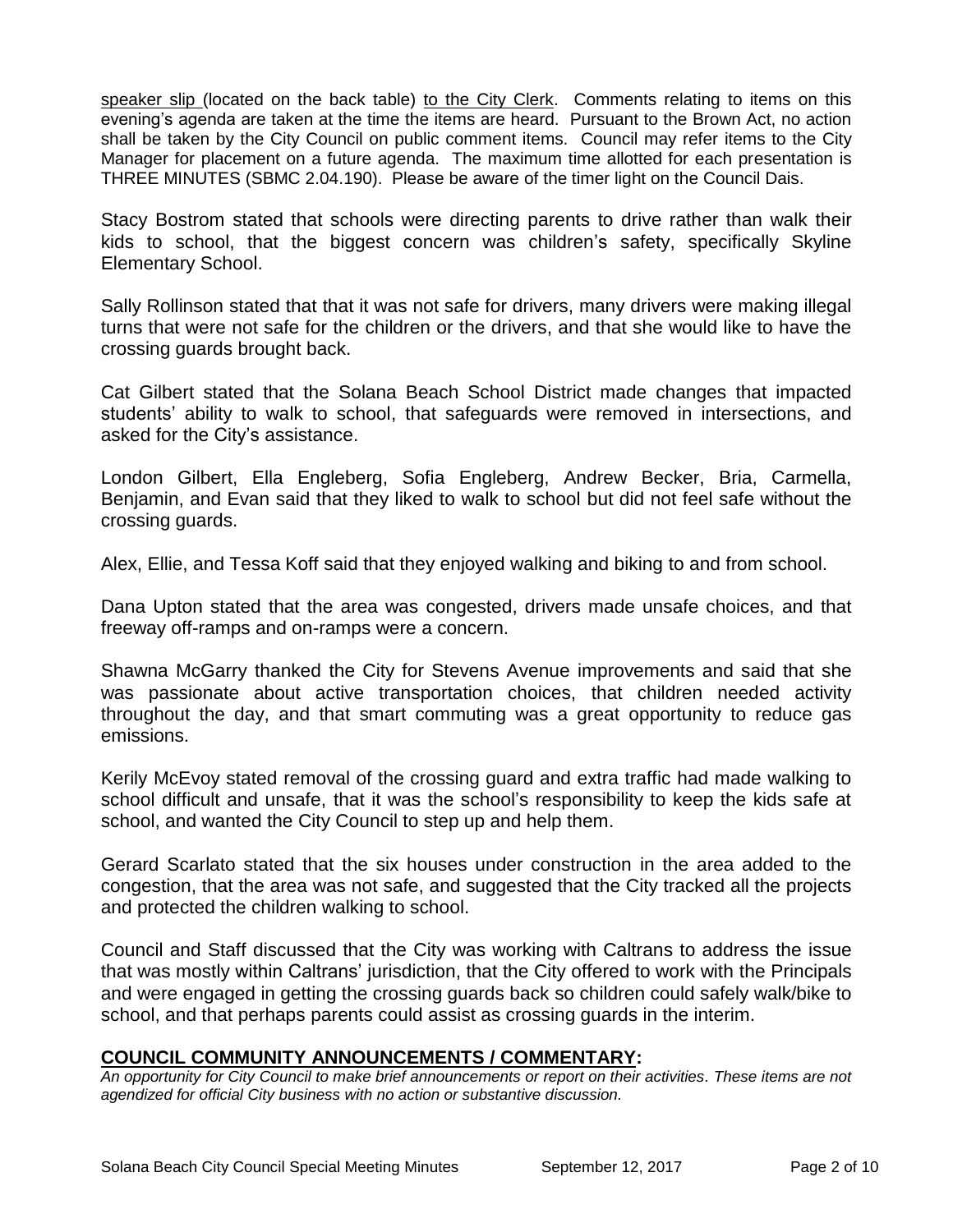speaker slip (located on the back table) to the City Clerk. Comments relating to items on this evening's agenda are taken at the time the items are heard. Pursuant to the Brown Act, no action shall be taken by the City Council on public comment items. Council may refer items to the City Manager for placement on a future agenda. The maximum time allotted for each presentation is THREE MINUTES (SBMC 2.04.190). Please be aware of the timer light on the Council Dais.

Stacy Bostrom stated that schools were directing parents to drive rather than walk their kids to school, that the biggest concern was children's safety, specifically Skyline Elementary School.

Sally Rollinson stated that that it was not safe for drivers, many drivers were making illegal turns that were not safe for the children or the drivers, and that she would like to have the crossing guards brought back.

Cat Gilbert stated that the Solana Beach School District made changes that impacted students' ability to walk to school, that safeguards were removed in intersections, and asked for the City's assistance.

London Gilbert, Ella Engleberg, Sofia Engleberg, Andrew Becker, Bria, Carmella, Benjamin, and Evan said that they liked to walk to school but did not feel safe without the crossing guards.

Alex, Ellie, and Tessa Koff said that they enjoyed walking and biking to and from school.

Dana Upton stated that the area was congested, drivers made unsafe choices, and that freeway off-ramps and on-ramps were a concern.

Shawna McGarry thanked the City for Stevens Avenue improvements and said that she was passionate about active transportation choices, that children needed activity throughout the day, and that smart commuting was a great opportunity to reduce gas emissions.

Kerily McEvoy stated removal of the crossing guard and extra traffic had made walking to school difficult and unsafe, that it was the school's responsibility to keep the kids safe at school, and wanted the City Council to step up and help them.

Gerard Scarlato stated that the six houses under construction in the area added to the congestion, that the area was not safe, and suggested that the City tracked all the projects and protected the children walking to school.

Council and Staff discussed that the City was working with Caltrans to address the issue that was mostly within Caltrans' jurisdiction, that the City offered to work with the Principals and were engaged in getting the crossing guards back so children could safely walk/bike to school, and that perhaps parents could assist as crossing guards in the interim.

## COUNCIL COMMUNITY ANNOUNCEMENTS / COMMENTARY:

*An opportunity for City Council to make brief announcements or report on their activities. These items are not agendized for official City business with no action or substantive discussion.*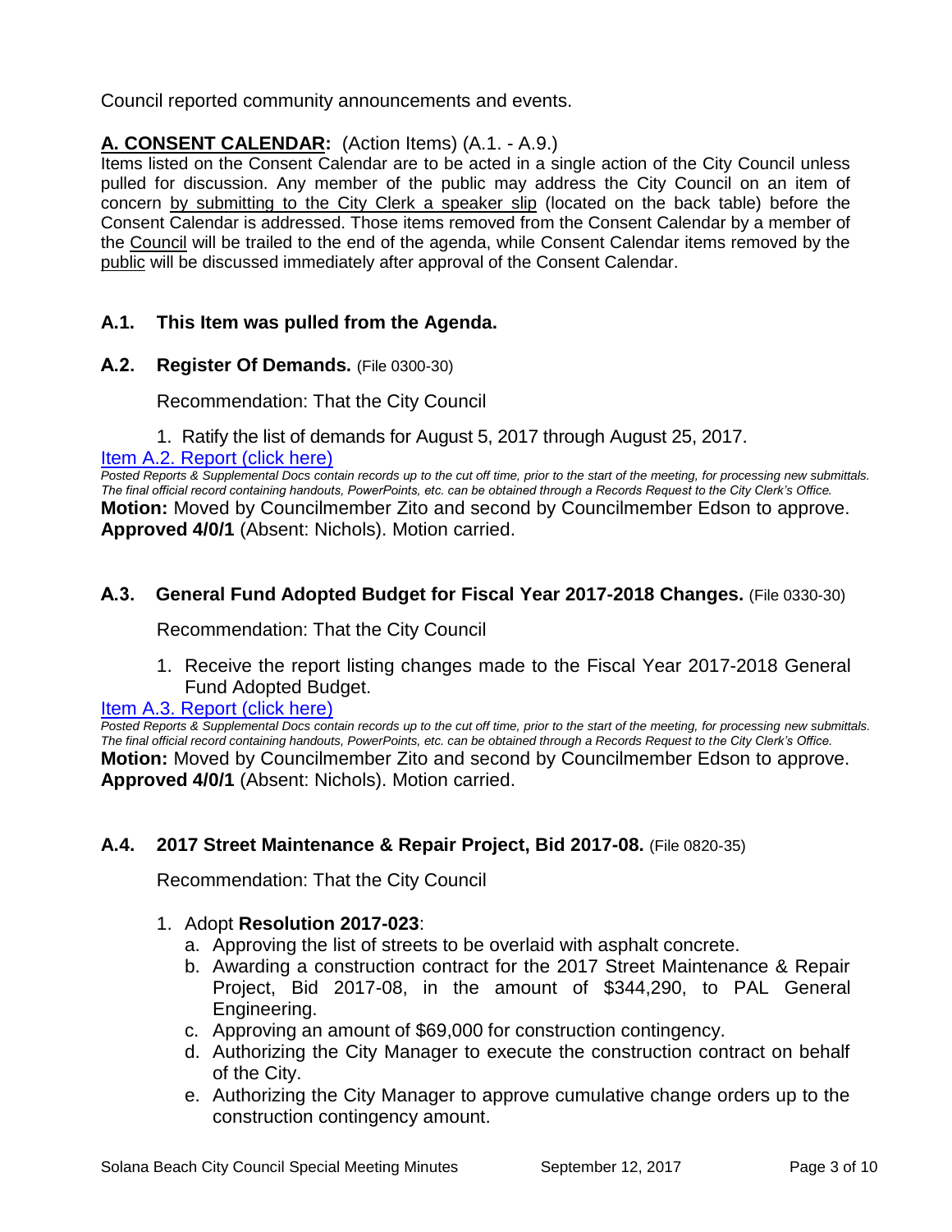Council reported community announcements and events.

## **A. CONSENT CALENDAR:** (Action Items) (A.1. - A.9.)

Items listed on the Consent Calendar are to be acted in a single action of the City Council unless pulled for discussion. Any member of the public may address the City Council on an item of concern by submitting to the City Clerk a speaker slip (located on the back table) before the Consent Calendar is addressed. Those items removed from the Consent Calendar by a member of the Council will be trailed to the end of the agenda, while Consent Calendar items removed by the public will be discussed immediately after approval of the Consent Calendar.

### **A.1. This Item was pulled from the Agenda.**

### **A.2. Register Of Demands.** (File 0300-30)

Recommendation: That the City Council

1. Ratify the list of demands for August 5, 2017 through August 25, 2017.

Item A.2. Report (click here)

*Posted Reports & Supplemental Docs contain records up to the cut off time, prior to the start of the meeting, for processing new submittals. The final official record containing handouts, PowerPoints, etc. can be obtained through a Records Request to the City Clerk's Office.*

**Motion:** Moved by Councilmember Zito and second by Councilmember Edson to approve. **Approved 4/0/1** (Absent: Nichols). Motion carried.

### **A.3. General Fund Adopted Budget for Fiscal Year 2017-2018 Changes.** (File 0330-30)

Recommendation: That the City Council

1. Receive the report listing changes made to the Fiscal Year 2017-2018 General Fund Adopted Budget.

Item A.3. Report (click here)

*Posted Reports & Supplemental Docs contain records up to the cut off time, prior to the start of the meeting, for processing new submittals. The final official record containing handouts, PowerPoints, etc. can be obtained through a Records Request to the City Clerk's Office.*

**Motion:** Moved by Councilmember Zito and second by Councilmember Edson to approve. **Approved 4/0/1** (Absent: Nichols). Motion carried.

### **A.4. 2017 Street Maintenance & Repair Project, Bid 2017-08.** (File 0820-35)

Recommendation: That the City Council

1. Adopt **Resolution 2017-023**:
   a. Approving the list of streets to be overlaid with asphalt concrete.
   b. Awarding a construction contract for the 2017 Street Maintenance & Repair Project, Bid 2017-08, in the amount of $344,290, to PAL General Engineering.
   c. Approving an amount of $69,000 for construction contingency.
   d. Authorizing the City Manager to execute the construction contract on behalf of the City.
   e. Authorizing the City Manager to approve cumulative change orders up to the construction contingency amount.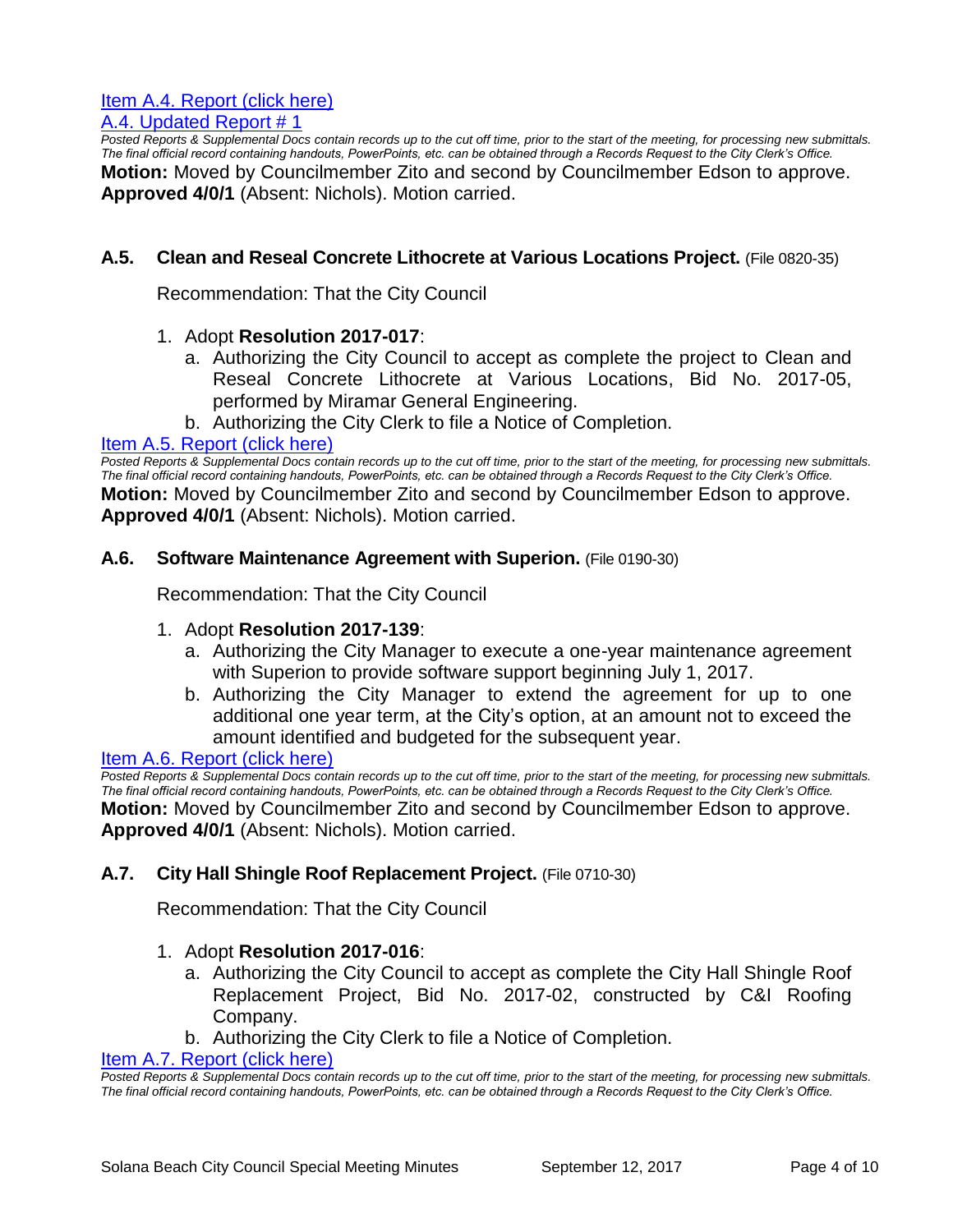Item A.4. Report (click here)
A.4. Updated Report # 1

*Posted Reports & Supplemental Docs contain records up to the cut off time, prior to the start of the meeting, for processing new submittals. The final official record containing handouts, PowerPoints, etc. can be obtained through a Records Request to the City Clerk's Office.*

**Motion:** Moved by Councilmember Zito and second by Councilmember Edson to approve. **Approved 4/0/1** (Absent: Nichols). Motion carried.

### A.5. Clean and Reseal Concrete Lithocrete at Various Locations Project. (File 0820-35)

Recommendation: That the City Council

1. Adopt **Resolution 2017-017**:
   a. Authorizing the City Council to accept as complete the project to Clean and Reseal Concrete Lithocrete at Various Locations, Bid No. 2017-05, performed by Miramar General Engineering.
   b. Authorizing the City Clerk to file a Notice of Completion.

Item A.5. Report (click here)

*Posted Reports & Supplemental Docs contain records up to the cut off time, prior to the start of the meeting, for processing new submittals. The final official record containing handouts, PowerPoints, etc. can be obtained through a Records Request to the City Clerk's Office.*

**Motion:** Moved by Councilmember Zito and second by Councilmember Edson to approve. **Approved 4/0/1** (Absent: Nichols). Motion carried.

### A.6. Software Maintenance Agreement with Superion. (File 0190-30)

Recommendation: That the City Council

1. Adopt **Resolution 2017-139**:
   a. Authorizing the City Manager to execute a one-year maintenance agreement with Superion to provide software support beginning July 1, 2017.
   b. Authorizing the City Manager to extend the agreement for up to one additional one year term, at the City's option, at an amount not to exceed the amount identified and budgeted for the subsequent year.

Item A.6. Report (click here)

*Posted Reports & Supplemental Docs contain records up to the cut off time, prior to the start of the meeting, for processing new submittals. The final official record containing handouts, PowerPoints, etc. can be obtained through a Records Request to the City Clerk's Office.*

**Motion:** Moved by Councilmember Zito and second by Councilmember Edson to approve. **Approved 4/0/1** (Absent: Nichols). Motion carried.

### A.7. City Hall Shingle Roof Replacement Project. (File 0710-30)

Recommendation: That the City Council

1. Adopt **Resolution 2017-016**:
   a. Authorizing the City Council to accept as complete the City Hall Shingle Roof Replacement Project, Bid No. 2017-02, constructed by C&I Roofing Company.
   b. Authorizing the City Clerk to file a Notice of Completion.

Item A.7. Report (click here)

*Posted Reports & Supplemental Docs contain records up to the cut off time, prior to the start of the meeting, for processing new submittals. The final official record containing handouts, PowerPoints, etc. can be obtained through a Records Request to the City Clerk's Office.*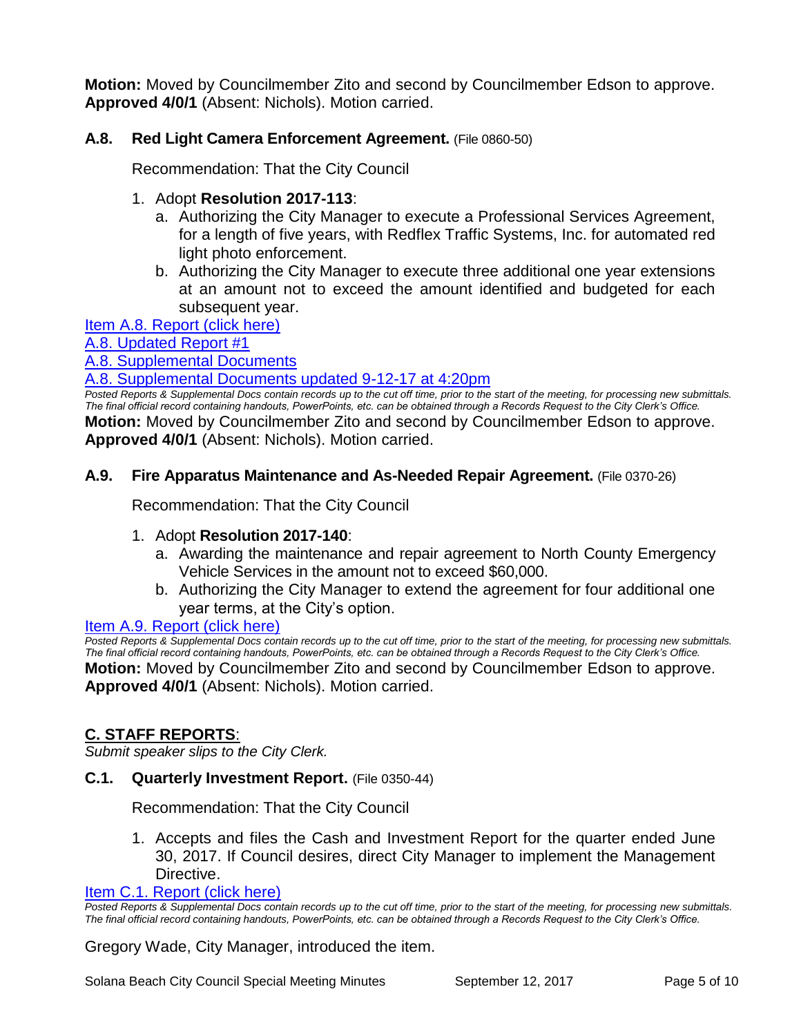**Motion:** Moved by Councilmember Zito and second by Councilmember Edson to approve. **Approved 4/0/1** (Absent: Nichols). Motion carried.

### A.8. Red Light Camera Enforcement Agreement. (File 0860-50)

Recommendation: That the City Council

1. Adopt **Resolution 2017-113**:
   a. Authorizing the City Manager to execute a Professional Services Agreement, for a length of five years, with Redflex Traffic Systems, Inc. for automated red light photo enforcement.
   b. Authorizing the City Manager to execute three additional one year extensions at an amount not to exceed the amount identified and budgeted for each subsequent year.

Item A.8. Report (click here)
A.8. Updated Report #1
A.8. Supplemental Documents
A.8. Supplemental Documents updated 9-12-17 at 4:20pm

*Posted Reports & Supplemental Docs contain records up to the cut off time, prior to the start of the meeting, for processing new submittals. The final official record containing handouts, PowerPoints, etc. can be obtained through a Records Request to the City Clerk's Office.*

**Motion:** Moved by Councilmember Zito and second by Councilmember Edson to approve. **Approved 4/0/1** (Absent: Nichols). Motion carried.

### A.9. Fire Apparatus Maintenance and As-Needed Repair Agreement. (File 0370-26)

Recommendation: That the City Council

1. Adopt **Resolution 2017-140**:
   a. Awarding the maintenance and repair agreement to North County Emergency Vehicle Services in the amount not to exceed $60,000.
   b. Authorizing the City Manager to extend the agreement for four additional one year terms, at the City's option.

Item A.9. Report (click here)

*Posted Reports & Supplemental Docs contain records up to the cut off time, prior to the start of the meeting, for processing new submittals. The final official record containing handouts, PowerPoints, etc. can be obtained through a Records Request to the City Clerk's Office.*

**Motion:** Moved by Councilmember Zito and second by Councilmember Edson to approve. **Approved 4/0/1** (Absent: Nichols). Motion carried.

## C. STAFF REPORTS:

*Submit speaker slips to the City Clerk.*

### C.1. Quarterly Investment Report. (File 0350-44)

Recommendation: That the City Council

1. Accepts and files the Cash and Investment Report for the quarter ended June 30, 2017. If Council desires, direct City Manager to implement the Management Directive.

Item C.1. Report (click here)

*Posted Reports & Supplemental Docs contain records up to the cut off time, prior to the start of the meeting, for processing new submittals. The final official record containing handouts, PowerPoints, etc. can be obtained through a Records Request to the City Clerk's Office.*

Gregory Wade, City Manager, introduced the item.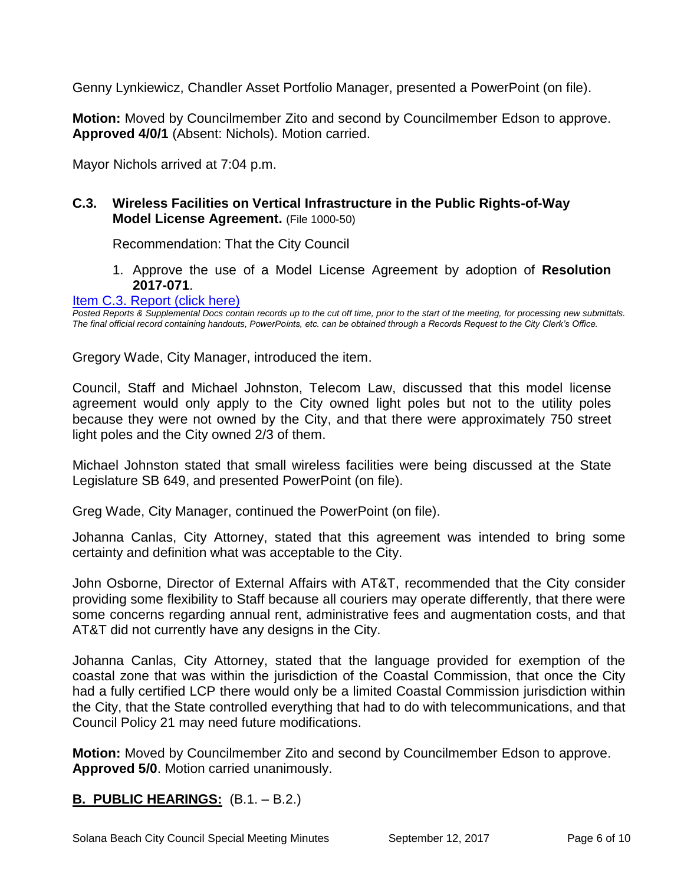Genny Lynkiewicz, Chandler Asset Portfolio Manager, presented a PowerPoint (on file).

**Motion:** Moved by Councilmember Zito and second by Councilmember Edson to approve. **Approved 4/0/1** (Absent: Nichols). Motion carried.

Mayor Nichols arrived at 7:04 p.m.

### C.3. Wireless Facilities on Vertical Infrastructure in the Public Rights-of-Way Model License Agreement. (File 1000-50)

Recommendation: That the City Council

1. Approve the use of a Model License Agreement by adoption of **Resolution 2017-071**.

[Item C.3. Report (click here)]

*Posted Reports & Supplemental Docs contain records up to the cut off time, prior to the start of the meeting, for processing new submittals. The final official record containing handouts, PowerPoints, etc. can be obtained through a Records Request to the City Clerk's Office.*

Gregory Wade, City Manager, introduced the item.

Council, Staff and Michael Johnston, Telecom Law, discussed that this model license agreement would only apply to the City owned light poles but not to the utility poles because they were not owned by the City, and that there were approximately 750 street light poles and the City owned 2/3 of them.

Michael Johnston stated that small wireless facilities were being discussed at the State Legislature SB 649, and presented PowerPoint (on file).

Greg Wade, City Manager, continued the PowerPoint (on file).

Johanna Canlas, City Attorney, stated that this agreement was intended to bring some certainty and definition what was acceptable to the City.

John Osborne, Director of External Affairs with AT&T, recommended that the City consider providing some flexibility to Staff because all couriers may operate differently, that there were some concerns regarding annual rent, administrative fees and augmentation costs, and that AT&T did not currently have any designs in the City.

Johanna Canlas, City Attorney, stated that the language provided for exemption of the coastal zone that was within the jurisdiction of the Coastal Commission, that once the City had a fully certified LCP there would only be a limited Coastal Commission jurisdiction within the City, that the State controlled everything that had to do with telecommunications, and that Council Policy 21 may need future modifications.

**Motion:** Moved by Councilmember Zito and second by Councilmember Edson to approve. **Approved 5/0**. Motion carried unanimously.

## B. PUBLIC HEARINGS: (B.1. – B.2.)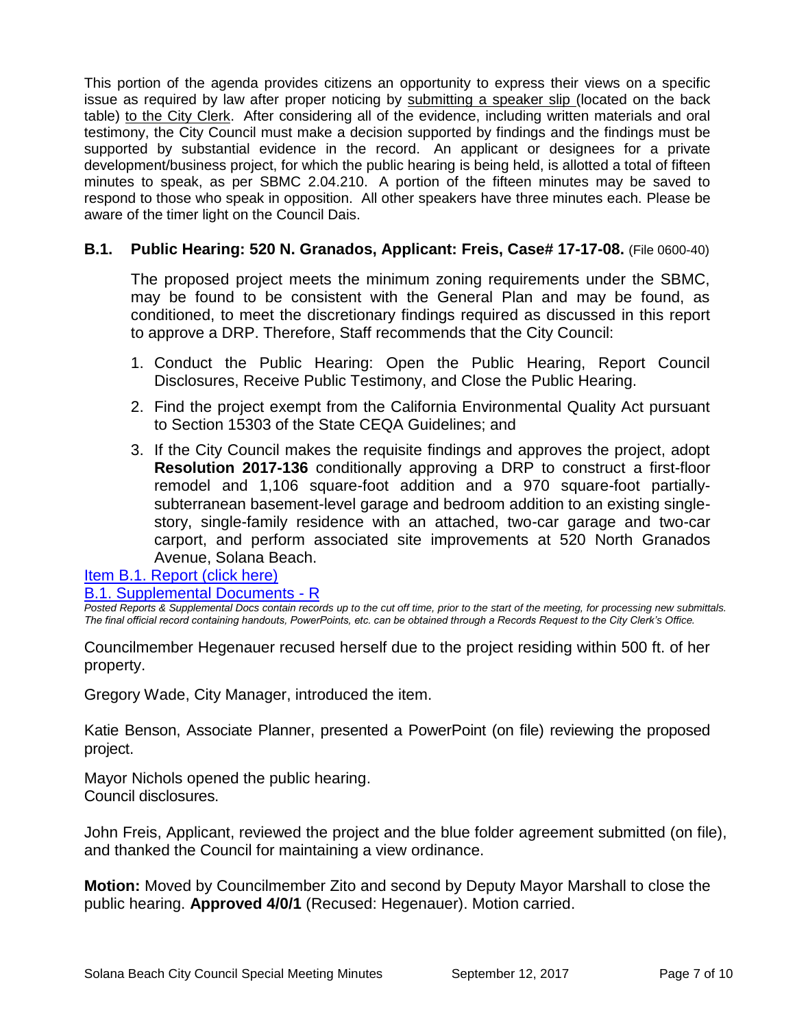This portion of the agenda provides citizens an opportunity to express their views on a specific issue as required by law after proper noticing by submitting a speaker slip (located on the back table) to the City Clerk. After considering all of the evidence, including written materials and oral testimony, the City Council must make a decision supported by findings and the findings must be supported by substantial evidence in the record. An applicant or designees for a private development/business project, for which the public hearing is being held, is allotted a total of fifteen minutes to speak, as per SBMC 2.04.210. A portion of the fifteen minutes may be saved to respond to those who speak in opposition. All other speakers have three minutes each. Please be aware of the timer light on the Council Dais.

**B.1. Public Hearing: 520 N. Granados, Applicant: Freis, Case# 17-17-08.** (File 0600-40)

The proposed project meets the minimum zoning requirements under the SBMC, may be found to be consistent with the General Plan and may be found, as conditioned, to meet the discretionary findings required as discussed in this report to approve a DRP. Therefore, Staff recommends that the City Council:

1. Conduct the Public Hearing: Open the Public Hearing, Report Council Disclosures, Receive Public Testimony, and Close the Public Hearing.
2. Find the project exempt from the California Environmental Quality Act pursuant to Section 15303 of the State CEQA Guidelines; and
3. If the City Council makes the requisite findings and approves the project, adopt **Resolution 2017-136** conditionally approving a DRP to construct a first-floor remodel and 1,106 square-foot addition and a 970 square-foot partially-subterranean basement-level garage and bedroom addition to an existing single-story, single-family residence with an attached, two-car garage and two-car carport, and perform associated site improvements at 520 North Granados Avenue, Solana Beach.

Item B.1. Report (click here)

B.1. Supplemental Documents - R

*Posted Reports & Supplemental Docs contain records up to the cut off time, prior to the start of the meeting, for processing new submittals. The final official record containing handouts, PowerPoints, etc. can be obtained through a Records Request to the City Clerk's Office.*

Councilmember Hegenauer recused herself due to the project residing within 500 ft. of her property.

Gregory Wade, City Manager, introduced the item.

Katie Benson, Associate Planner, presented a PowerPoint (on file) reviewing the proposed project.

Mayor Nichols opened the public hearing.
Council disclosures.

John Freis, Applicant, reviewed the project and the blue folder agreement submitted (on file), and thanked the Council for maintaining a view ordinance.

**Motion:** Moved by Councilmember Zito and second by Deputy Mayor Marshall to close the public hearing. **Approved 4/0/1** (Recused: Hegenauer). Motion carried.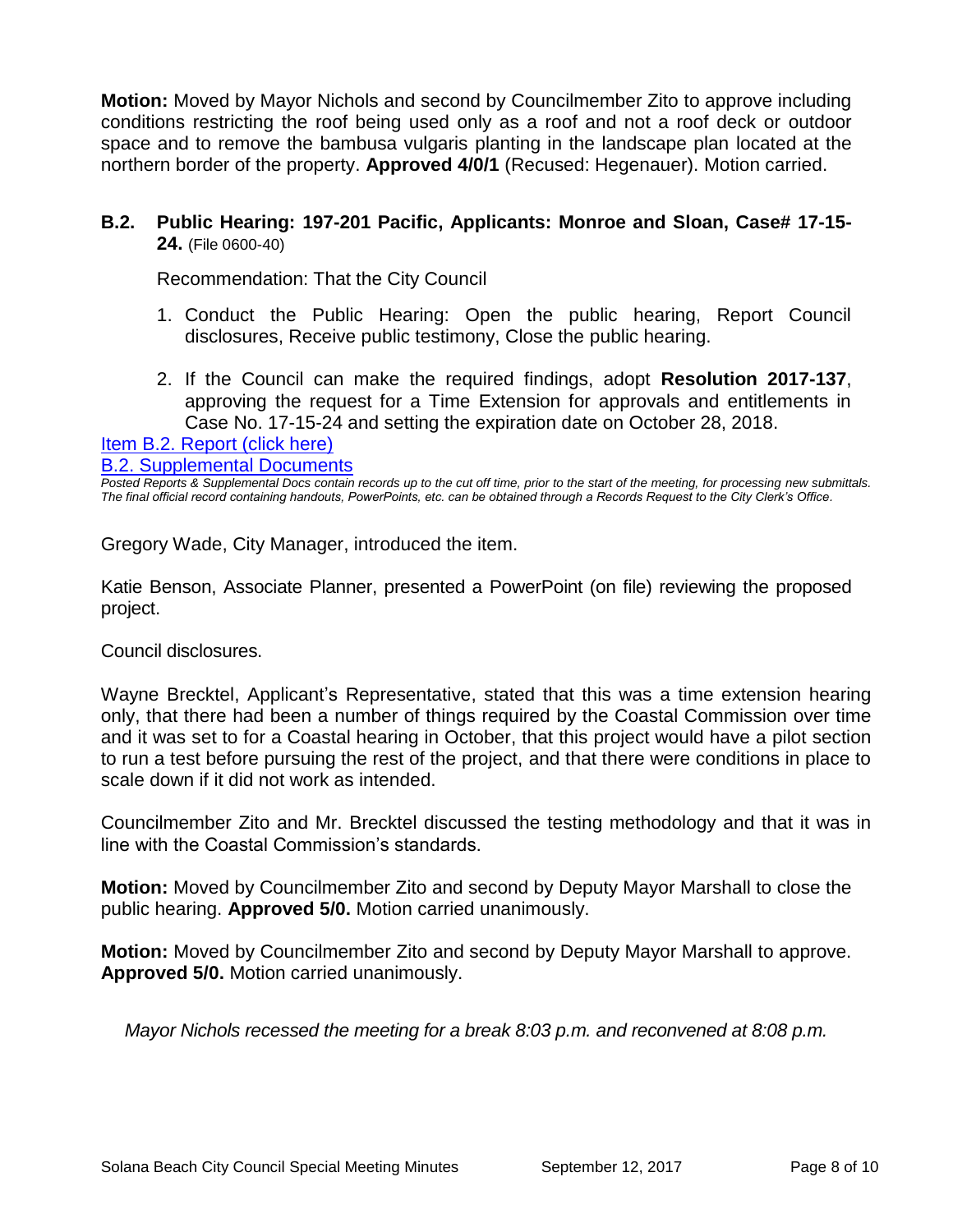**Motion:** Moved by Mayor Nichols and second by Councilmember Zito to approve including conditions restricting the roof being used only as a roof and not a roof deck or outdoor space and to remove the bambusa vulgaris planting in the landscape plan located at the northern border of the property. **Approved 4/0/1** (Recused: Hegenauer). Motion carried.

### B.2. Public Hearing: 197-201 Pacific, Applicants: Monroe and Sloan, Case# 17-15-24. (File 0600-40)

Recommendation: That the City Council

1. Conduct the Public Hearing: Open the public hearing, Report Council disclosures, Receive public testimony, Close the public hearing.

2. If the Council can make the required findings, adopt **Resolution 2017-137**, approving the request for a Time Extension for approvals and entitlements in Case No. 17-15-24 and setting the expiration date on October 28, 2018.

Item B.2. Report (click here)

B.2. Supplemental Documents

*Posted Reports & Supplemental Docs contain records up to the cut off time, prior to the start of the meeting, for processing new submittals. The final official record containing handouts, PowerPoints, etc. can be obtained through a Records Request to the City Clerk's Office.*

Gregory Wade, City Manager, introduced the item.

Katie Benson, Associate Planner, presented a PowerPoint (on file) reviewing the proposed project.

Council disclosures.

Wayne Brecktel, Applicant's Representative, stated that this was a time extension hearing only, that there had been a number of things required by the Coastal Commission over time and it was set to for a Coastal hearing in October, that this project would have a pilot section to run a test before pursuing the rest of the project, and that there were conditions in place to scale down if it did not work as intended.

Councilmember Zito and Mr. Brecktel discussed the testing methodology and that it was in line with the Coastal Commission's standards.

**Motion:** Moved by Councilmember Zito and second by Deputy Mayor Marshall to close the public hearing. **Approved 5/0.** Motion carried unanimously.

**Motion:** Moved by Councilmember Zito and second by Deputy Mayor Marshall to approve. **Approved 5/0.** Motion carried unanimously.

*Mayor Nichols recessed the meeting for a break 8:03 p.m. and reconvened at 8:08 p.m.*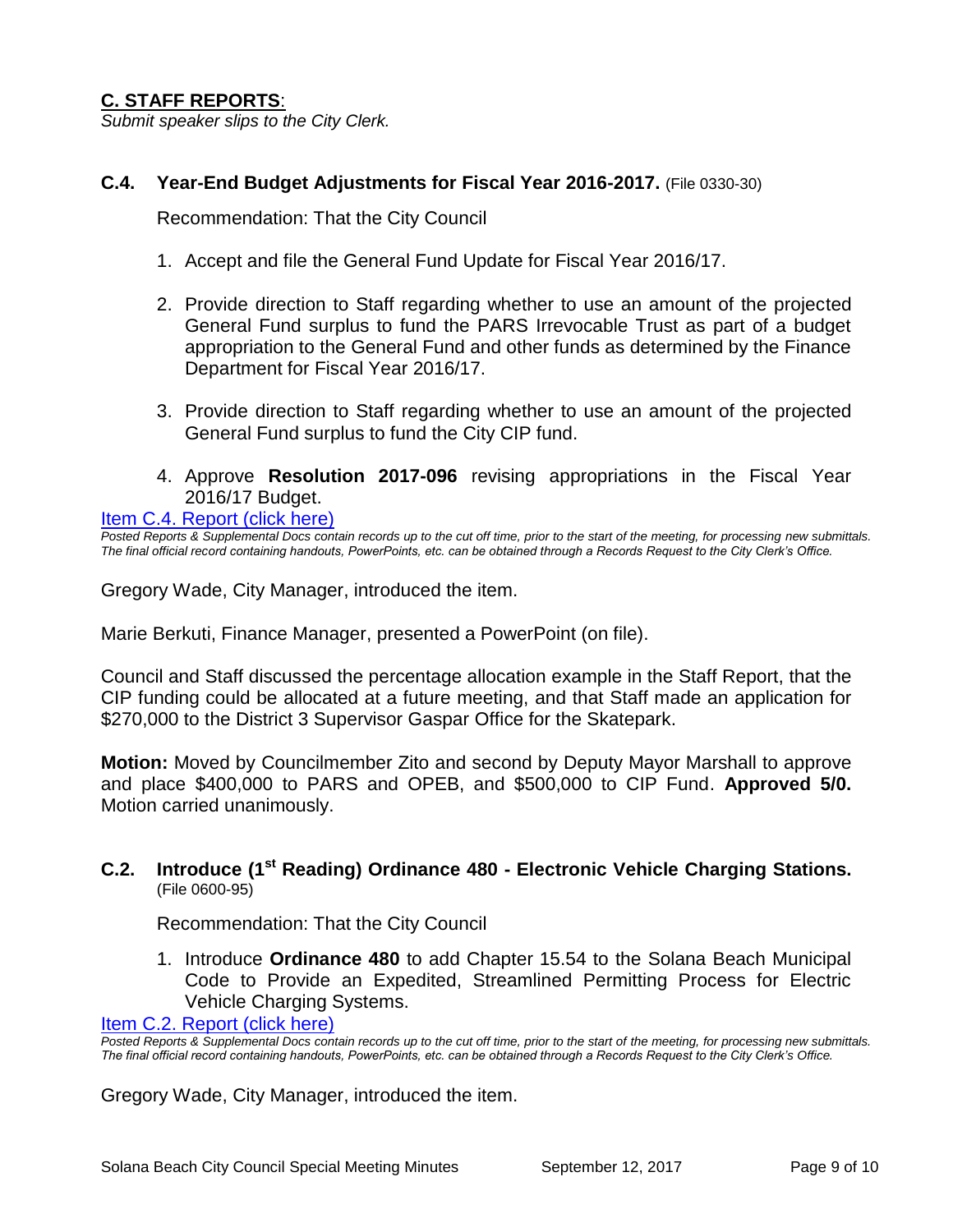## C. STAFF REPORTS:

*Submit speaker slips to the City Clerk.*

### C.4. Year-End Budget Adjustments for Fiscal Year 2016-2017. (File 0330-30)

Recommendation: That the City Council

1. Accept and file the General Fund Update for Fiscal Year 2016/17.
2. Provide direction to Staff regarding whether to use an amount of the projected General Fund surplus to fund the PARS Irrevocable Trust as part of a budget appropriation to the General Fund and other funds as determined by the Finance Department for Fiscal Year 2016/17.
3. Provide direction to Staff regarding whether to use an amount of the projected General Fund surplus to fund the City CIP fund.
4. Approve **Resolution 2017-096** revising appropriations in the Fiscal Year 2016/17 Budget.

Item C.4. Report (click here)

*Posted Reports & Supplemental Docs contain records up to the cut off time, prior to the start of the meeting, for processing new submittals. The final official record containing handouts, PowerPoints, etc. can be obtained through a Records Request to the City Clerk's Office.*

Gregory Wade, City Manager, introduced the item.

Marie Berkuti, Finance Manager, presented a PowerPoint (on file).

Council and Staff discussed the percentage allocation example in the Staff Report, that the CIP funding could be allocated at a future meeting, and that Staff made an application for $270,000 to the District 3 Supervisor Gaspar Office for the Skatepark.

**Motion:** Moved by Councilmember Zito and second by Deputy Mayor Marshall to approve and place $400,000 to PARS and OPEB, and $500,000 to CIP Fund. **Approved 5/0.** Motion carried unanimously.

### C.2. Introduce (1st Reading) Ordinance 480 - Electronic Vehicle Charging Stations. (File 0600-95)

Recommendation: That the City Council

1. Introduce **Ordinance 480** to add Chapter 15.54 to the Solana Beach Municipal Code to Provide an Expedited, Streamlined Permitting Process for Electric Vehicle Charging Systems.

Item C.2. Report (click here)

*Posted Reports & Supplemental Docs contain records up to the cut off time, prior to the start of the meeting, for processing new submittals. The final official record containing handouts, PowerPoints, etc. can be obtained through a Records Request to the City Clerk's Office.*

Gregory Wade, City Manager, introduced the item.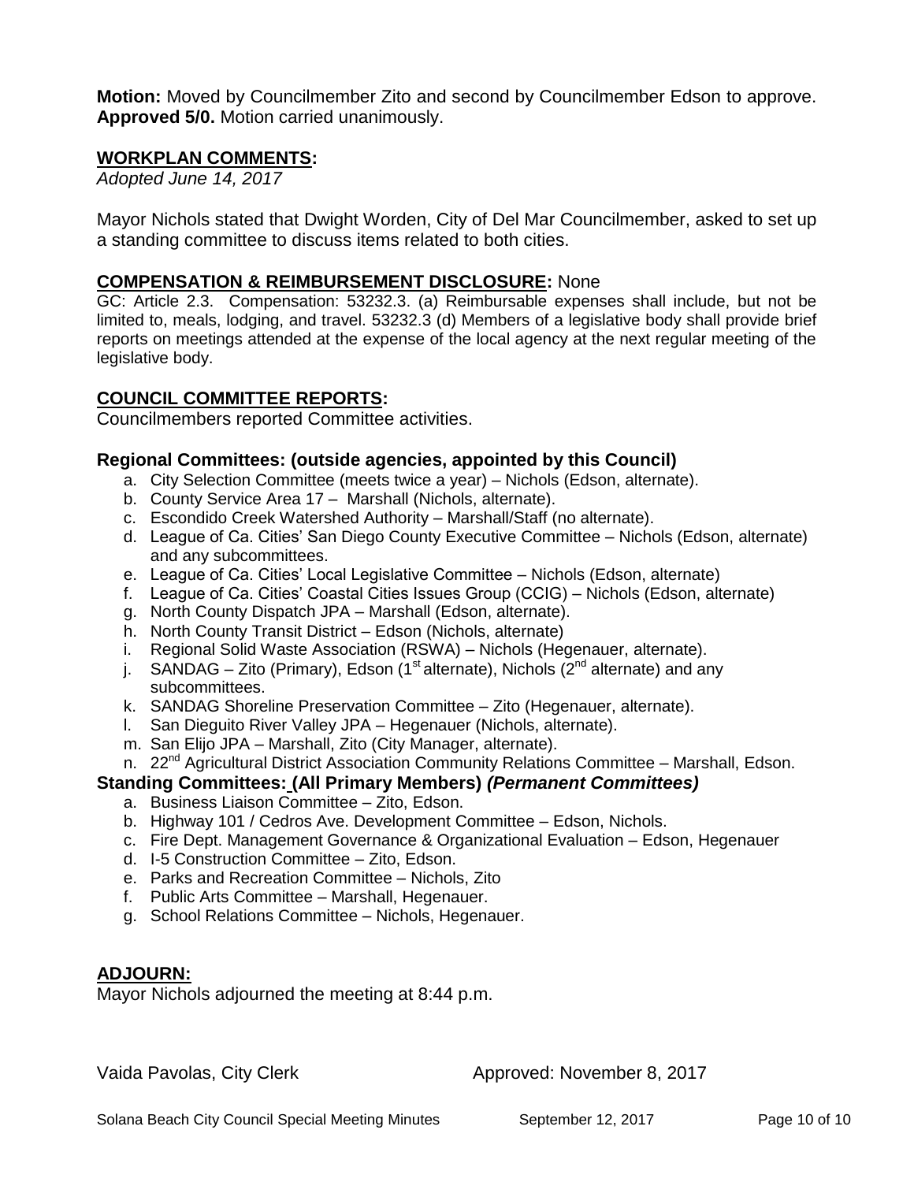**Motion:** Moved by Councilmember Zito and second by Councilmember Edson to approve. **Approved 5/0.** Motion carried unanimously.

## WORKPLAN COMMENTS:

*Adopted June 14, 2017*

Mayor Nichols stated that Dwight Worden, City of Del Mar Councilmember, asked to set up a standing committee to discuss items related to both cities.

## COMPENSATION & REIMBURSEMENT DISCLOSURE: None

GC: Article 2.3. Compensation: 53232.3. (a) Reimbursable expenses shall include, but not be limited to, meals, lodging, and travel. 53232.3 (d) Members of a legislative body shall provide brief reports on meetings attended at the expense of the local agency at the next regular meeting of the legislative body.

## COUNCIL COMMITTEE REPORTS:

Councilmembers reported Committee activities.

### Regional Committees: (outside agencies, appointed by this Council)

a. City Selection Committee (meets twice a year) – Nichols (Edson, alternate).
b. County Service Area 17 – Marshall (Nichols, alternate).
c. Escondido Creek Watershed Authority – Marshall/Staff (no alternate).
d. League of Ca. Cities' San Diego County Executive Committee – Nichols (Edson, alternate) and any subcommittees.
e. League of Ca. Cities' Local Legislative Committee – Nichols (Edson, alternate)
f. League of Ca. Cities' Coastal Cities Issues Group (CCIG) – Nichols (Edson, alternate)
g. North County Dispatch JPA – Marshall (Edson, alternate).
h. North County Transit District – Edson (Nichols, alternate)
i. Regional Solid Waste Association (RSWA) – Nichols (Hegenauer, alternate).
j. SANDAG – Zito (Primary), Edson (1st alternate), Nichols (2nd alternate) and any subcommittees.
k. SANDAG Shoreline Preservation Committee – Zito (Hegenauer, alternate).
l. San Dieguito River Valley JPA – Hegenauer (Nichols, alternate).
m. San Elijo JPA – Marshall, Zito (City Manager, alternate).
n. 22nd Agricultural District Association Community Relations Committee – Marshall, Edson.

### Standing Committees: (All Primary Members) *(Permanent Committees)*

a. Business Liaison Committee – Zito, Edson.
b. Highway 101 / Cedros Ave. Development Committee – Edson, Nichols.
c. Fire Dept. Management Governance & Organizational Evaluation – Edson, Hegenauer
d. I-5 Construction Committee – Zito, Edson.
e. Parks and Recreation Committee – Nichols, Zito
f. Public Arts Committee – Marshall, Hegenauer.
g. School Relations Committee – Nichols, Hegenauer.

## ADJOURN:

Mayor Nichols adjourned the meeting at 8:44 p.m.

Vaida Pavolas, City Clerk          Approved: November 8, 2017